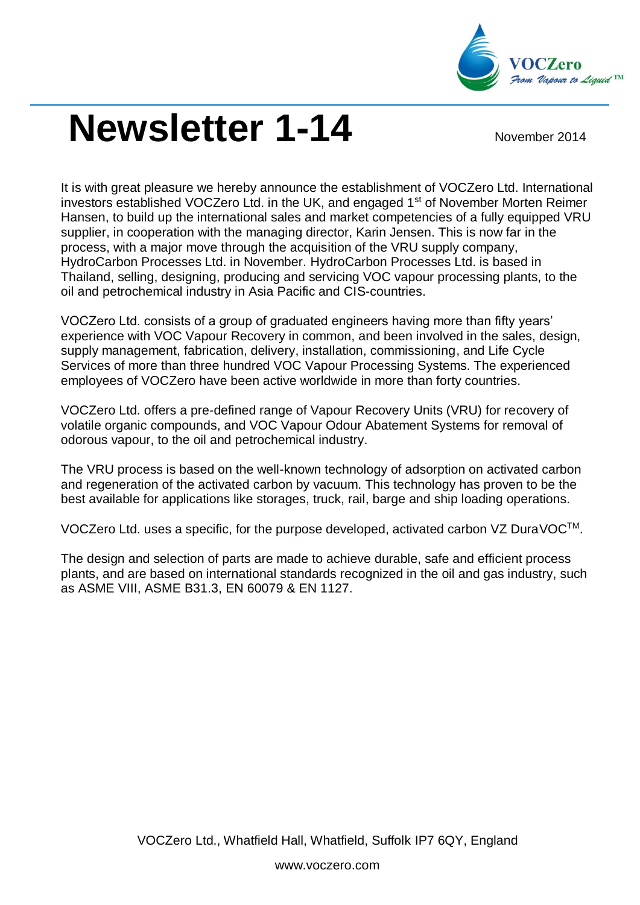VOCZero
*From Vapour to Liquid*™

# Newsletter 1-14

November 2014

It is with great pleasure we hereby announce the establishment of VOCZero Ltd. International investors established VOCZero Ltd. in the UK, and engaged 1st of November Morten Reimer Hansen, to build up the international sales and market competencies of a fully equipped VRU supplier, in cooperation with the managing director, Karin Jensen. This is now far in the process, with a major move through the acquisition of the VRU supply company, HydroCarbon Processes Ltd. in November. HydroCarbon Processes Ltd. is based in Thailand, selling, designing, producing and servicing VOC vapour processing plants, to the oil and petrochemical industry in Asia Pacific and CIS-countries.

VOCZero Ltd. consists of a group of graduated engineers having more than fifty years' experience with VOC Vapour Recovery in common, and been involved in the sales, design, supply management, fabrication, delivery, installation, commissioning, and Life Cycle Services of more than three hundred VOC Vapour Processing Systems. The experienced employees of VOCZero have been active worldwide in more than forty countries.

VOCZero Ltd. offers a pre-defined range of Vapour Recovery Units (VRU) for recovery of volatile organic compounds, and VOC Vapour Odour Abatement Systems for removal of odorous vapour, to the oil and petrochemical industry.

The VRU process is based on the well-known technology of adsorption on activated carbon and regeneration of the activated carbon by vacuum. This technology has proven to be the best available for applications like storages, truck, rail, barge and ship loading operations.

VOCZero Ltd. uses a specific, for the purpose developed, activated carbon VZ DuraVOC™.

The design and selection of parts are made to achieve durable, safe and efficient process plants, and are based on international standards recognized in the oil and gas industry, such as ASME VIII, ASME B31.3, EN 60079 & EN 1127.

VOCZero Ltd., Whatfield Hall, Whatfield, Suffolk IP7 6QY, England

www.voczero.com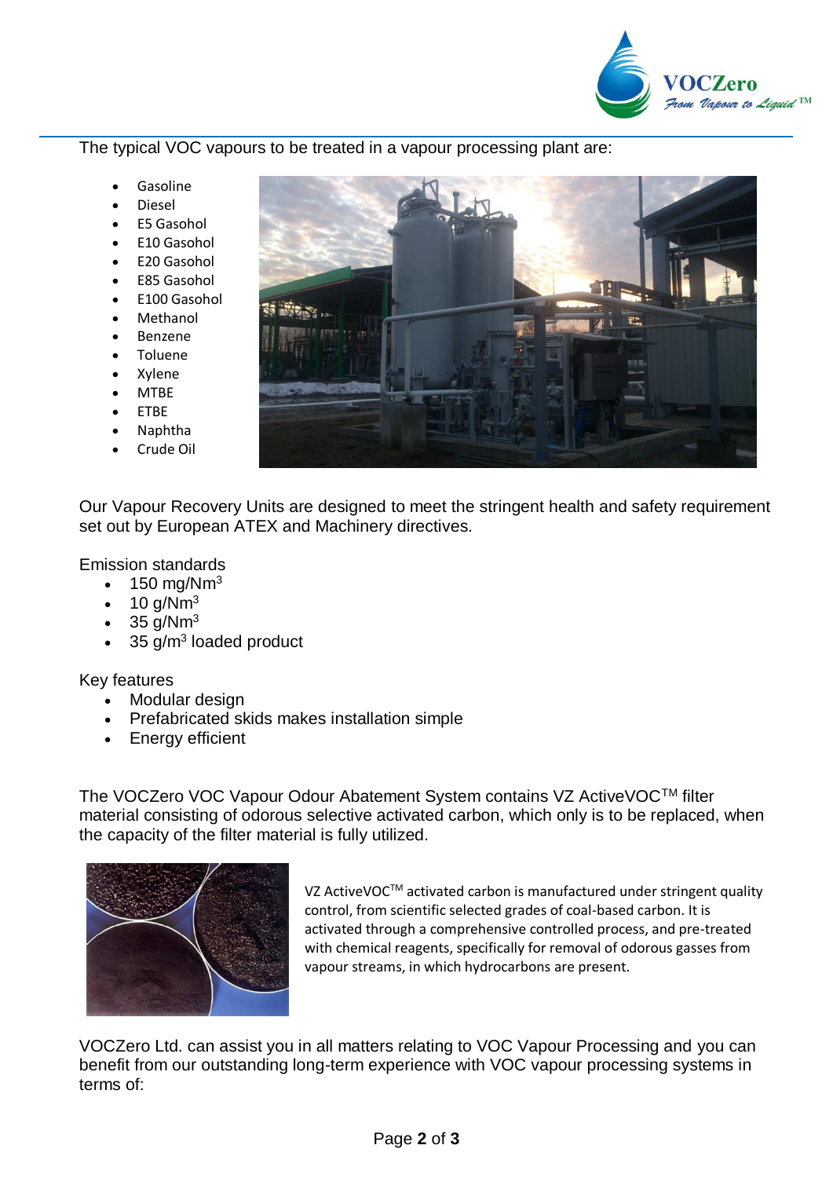The typical VOC vapours to be treated in a vapour processing plant are:

- Gasoline
- Diesel
- E5 Gasohol
- E10 Gasohol
- E20 Gasohol
- E85 Gasohol
- E100 Gasohol
- Methanol
- Benzene
- Toluene
- Xylene
- MTBE
- ETBE
- Naphtha
- Crude Oil

Our Vapour Recovery Units are designed to meet the stringent health and safety requirement set out by European ATEX and Machinery directives.

Emission standards

- 150 mg/$Nm^3$
- 10 g/$Nm^3$
- 35 g/$Nm^3$
- 35 g/$m^3$ loaded product

Key features

- Modular design
- Prefabricated skids makes installation simple
- Energy efficient

The VOCZero VOC Vapour Odour Abatement System contains VZ ActiveVOC™ filter material consisting of odorous selective activated carbon, which only is to be replaced, when the capacity of the filter material is fully utilized.

VZ ActiveVOC™ activated carbon is manufactured under stringent quality control, from scientific selected grades of coal-based carbon. It is activated through a comprehensive controlled process, and pre-treated with chemical reagents, specifically for removal of odorous gasses from vapour streams, in which hydrocarbons are present.

VOCZero Ltd. can assist you in all matters relating to VOC Vapour Processing and you can benefit from our outstanding long-term experience with VOC vapour processing systems in terms of: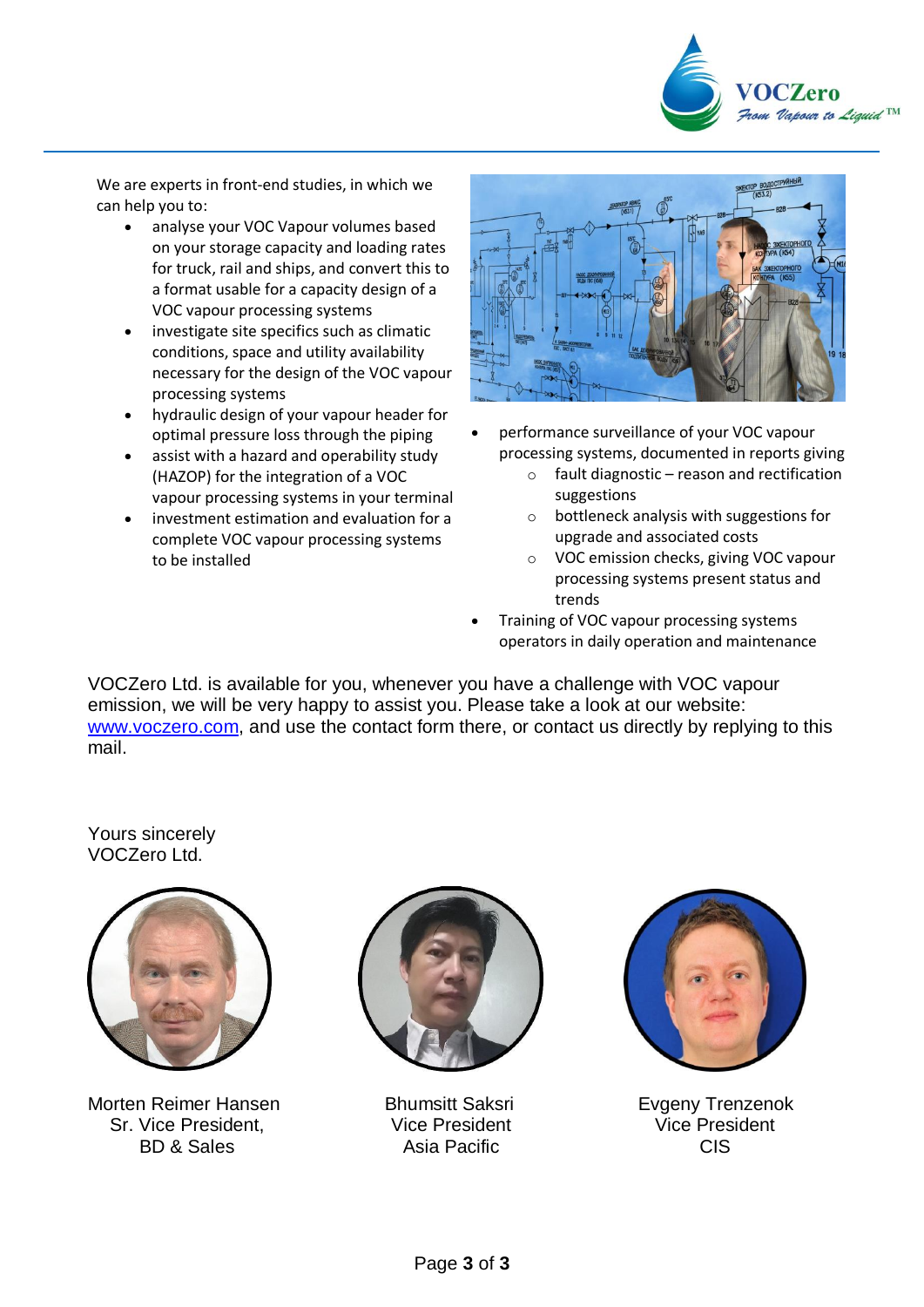We are experts in front-end studies, in which we can help you to:

- analyse your VOC Vapour volumes based on your storage capacity and loading rates for truck, rail and ships, and convert this to a format usable for a capacity design of a VOC vapour processing systems
- investigate site specifics such as climatic conditions, space and utility availability necessary for the design of the VOC vapour processing systems
- hydraulic design of your vapour header for optimal pressure loss through the piping
- assist with a hazard and operability study (HAZOP) for the integration of a VOC vapour processing systems in your terminal
- investment estimation and evaluation for a complete VOC vapour processing systems to be installed
- performance surveillance of your VOC vapour processing systems, documented in reports giving
  - fault diagnostic – reason and rectification suggestions
  - bottleneck analysis with suggestions for upgrade and associated costs
  - VOC emission checks, giving VOC vapour processing systems present status and trends
- Training of VOC vapour processing systems operators in daily operation and maintenance

VOCZero Ltd. is available for you, whenever you have a challenge with VOC vapour emission, we will be very happy to assist you. Please take a look at our website: www.voczero.com, and use the contact form there, or contact us directly by replying to this mail.

Yours sincerely
VOCZero Ltd.

| | | |
|---|---|---|
| Morten Reimer Hansen<br>Sr. Vice President,<br>BD & Sales | Bhumsitt Saksri<br>Vice President<br>Asia Pacific | Evgeny Trenzenok<br>Vice President<br>CIS |